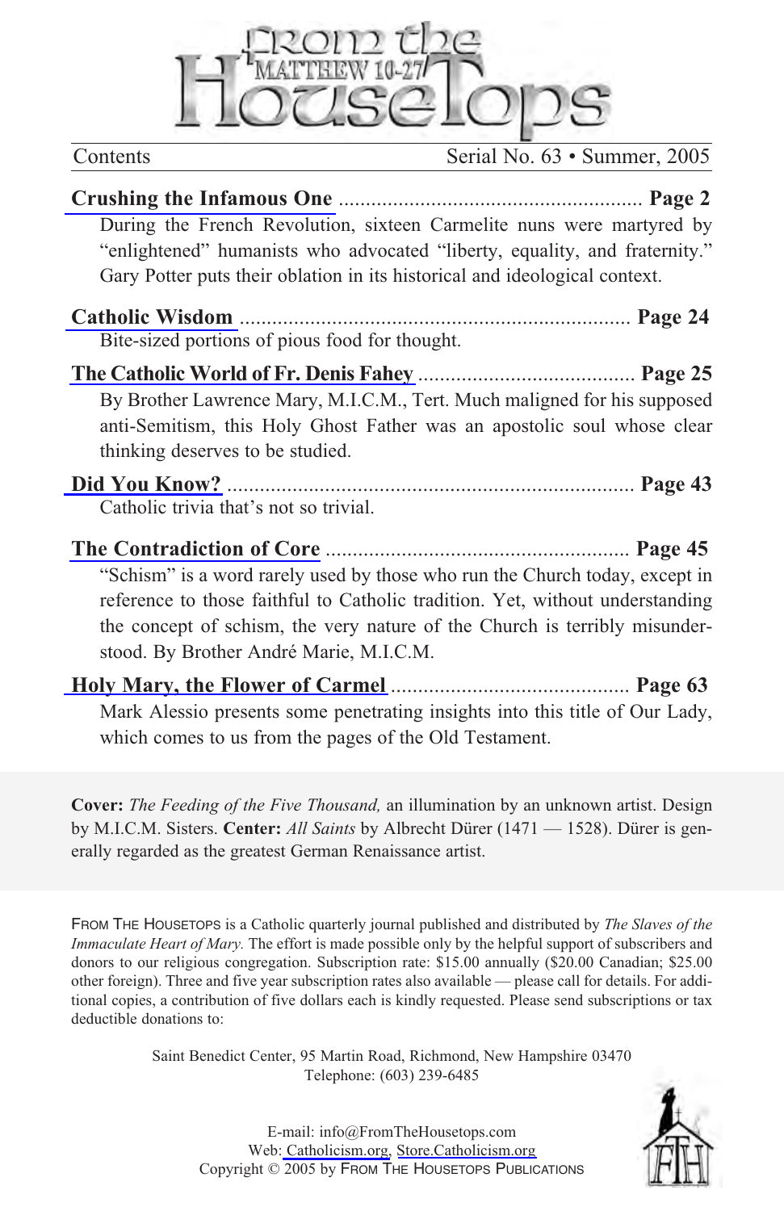# From the Housetops

MATTHEW 10-27

Contents — Serial No. 63 • Summer, 2005

**Crushing the Infamous One** ........................................................ **Page 2**

During the French Revolution, sixteen Carmelite nuns were martyred by "enlightened" humanists who advocated "liberty, equality, and fraternity." Gary Potter puts their oblation in its historical and ideological context.

**Catholic Wisdom** ........................................................................ **Page 24**

Bite-sized portions of pious food for thought.

**The Catholic World of Fr. Denis Fahey** ........................................ **Page 25**

By Brother Lawrence Mary, M.I.C.M., Tert. Much maligned for his supposed anti-Semitism, this Holy Ghost Father was an apostolic soul whose clear thinking deserves to be studied.

**Did You Know?** .......................................................................... **Page 43**

Catholic trivia that's not so trivial.

**The Contradiction of Core** ........................................................ **Page 45**

"Schism" is a word rarely used by those who run the Church today, except in reference to those faithful to Catholic tradition. Yet, without understanding the concept of schism, the very nature of the Church is terribly misunderstood. By Brother André Marie, M.I.C.M.

**Holy Mary, the Flower of Carmel** ............................................ **Page 63**

Mark Alessio presents some penetrating insights into this title of Our Lady, which comes to us from the pages of the Old Testament.

**Cover:** *The Feeding of the Five Thousand,* an illumination by an unknown artist. Design by M.I.C.M. Sisters. **Center:** *All Saints* by Albrecht Dürer (1471 — 1528). Dürer is generally regarded as the greatest German Renaissance artist.

FROM THE HOUSETOPS is a Catholic quarterly journal published and distributed by *The Slaves of the Immaculate Heart of Mary.* The effort is made possible only by the helpful support of subscribers and donors to our religious congregation. Subscription rate: $15.00 annually ($20.00 Canadian; $25.00 other foreign). Three and five year subscription rates also available — please call for details. For additional copies, a contribution of five dollars each is kindly requested. Please send subscriptions or tax deductible donations to:

Saint Benedict Center, 95 Martin Road, Richmond, New Hampshire 03470
Telephone: (603) 239-6485

E-mail: info@FromTheHousetops.com
Web: Catholicism.org, Store.Catholicism.org
Copyright © 2005 by FROM THE HOUSETOPS PUBLICATIONS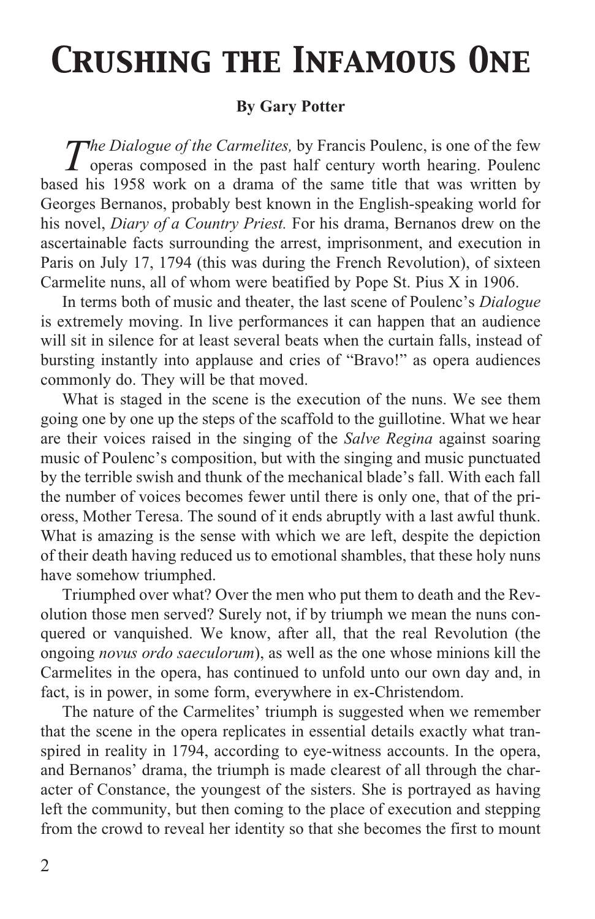# Crushing the Infamous One

**By Gary Potter**

*The Dialogue of the Carmelites,* by Francis Poulenc, is one of the few operas composed in the past half century worth hearing. Poulenc based his 1958 work on a drama of the same title that was written by Georges Bernanos, probably best known in the English-speaking world for his novel, *Diary of a Country Priest.* For his drama, Bernanos drew on the ascertainable facts surrounding the arrest, imprisonment, and execution in Paris on July 17, 1794 (this was during the French Revolution), of sixteen Carmelite nuns, all of whom were beatified by Pope St. Pius X in 1906.

In terms both of music and theater, the last scene of Poulenc's *Dialogue* is extremely moving. In live performances it can happen that an audience will sit in silence for at least several beats when the curtain falls, instead of bursting instantly into applause and cries of "Bravo!" as opera audiences commonly do. They will be that moved.

What is staged in the scene is the execution of the nuns. We see them going one by one up the steps of the scaffold to the guillotine. What we hear are their voices raised in the singing of the *Salve Regina* against soaring music of Poulenc's composition, but with the singing and music punctuated by the terrible swish and thunk of the mechanical blade's fall. With each fall the number of voices becomes fewer until there is only one, that of the prioress, Mother Teresa. The sound of it ends abruptly with a last awful thunk. What is amazing is the sense with which we are left, despite the depiction of their death having reduced us to emotional shambles, that these holy nuns have somehow triumphed.

Triumphed over what? Over the men who put them to death and the Revolution those men served? Surely not, if by triumph we mean the nuns conquered or vanquished. We know, after all, that the real Revolution (the ongoing *novus ordo saeculorum*), as well as the one whose minions kill the Carmelites in the opera, has continued to unfold unto our own day and, in fact, is in power, in some form, everywhere in ex-Christendom.

The nature of the Carmelites' triumph is suggested when we remember that the scene in the opera replicates in essential details exactly what transpired in reality in 1794, according to eye-witness accounts. In the opera, and Bernanos' drama, the triumph is made clearest of all through the character of Constance, the youngest of the sisters. She is portrayed as having left the community, but then coming to the place of execution and stepping from the crowd to reveal her identity so that she becomes the first to mount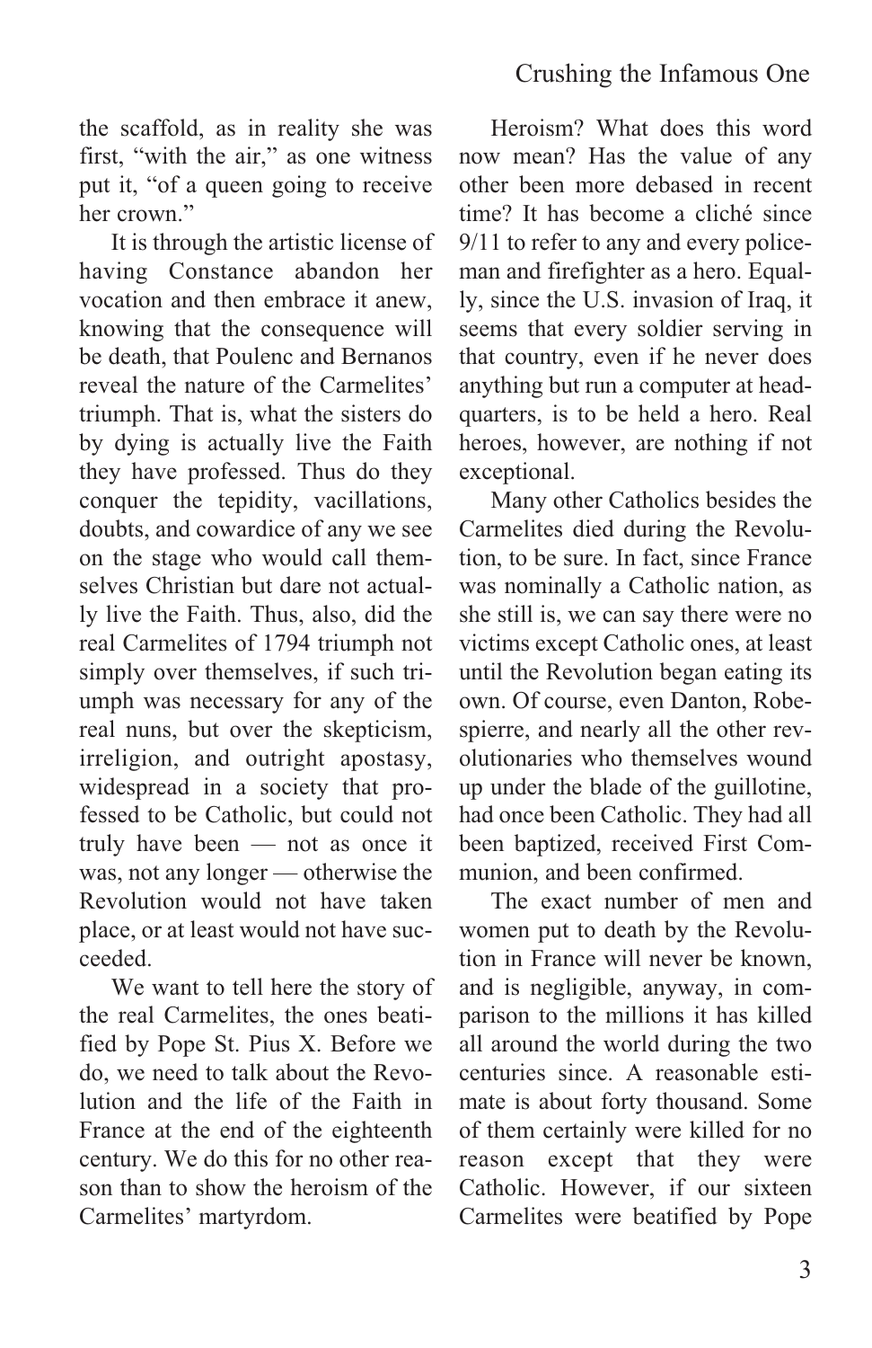the scaffold, as in reality she was first, "with the air," as one witness put it, "of a queen going to receive her crown."

It is through the artistic license of having Constance abandon her vocation and then embrace it anew, knowing that the consequence will be death, that Poulenc and Bernanos reveal the nature of the Carmelites' triumph. That is, what the sisters do by dying is actually live the Faith they have professed. Thus do they conquer the tepidity, vacillations, doubts, and cowardice of any we see on the stage who would call themselves Christian but dare not actually live the Faith. Thus, also, did the real Carmelites of 1794 triumph not simply over themselves, if such triumph was necessary for any of the real nuns, but over the skepticism, irreligion, and outright apostasy, widespread in a society that professed to be Catholic, but could not truly have been — not as once it was, not any longer — otherwise the Revolution would not have taken place, or at least would not have succeeded.

We want to tell here the story of the real Carmelites, the ones beatified by Pope St. Pius X. Before we do, we need to talk about the Revolution and the life of the Faith in France at the end of the eighteenth century. We do this for no other reason than to show the heroism of the Carmelites' martyrdom.

Heroism? What does this word now mean? Has the value of any other been more debased in recent time? It has become a cliché since 9/11 to refer to any and every policeman and firefighter as a hero. Equally, since the U.S. invasion of Iraq, it seems that every soldier serving in that country, even if he never does anything but run a computer at headquarters, is to be held a hero. Real heroes, however, are nothing if not exceptional.

Many other Catholics besides the Carmelites died during the Revolution, to be sure. In fact, since France was nominally a Catholic nation, as she still is, we can say there were no victims except Catholic ones, at least until the Revolution began eating its own. Of course, even Danton, Robespierre, and nearly all the other revolutionaries who themselves wound up under the blade of the guillotine, had once been Catholic. They had all been baptized, received First Communion, and been confirmed.

The exact number of men and women put to death by the Revolution in France will never be known, and is negligible, anyway, in comparison to the millions it has killed all around the world during the two centuries since. A reasonable estimate is about forty thousand. Some of them certainly were killed for no reason except that they were Catholic. However, if our sixteen Carmelites were beatified by Pope